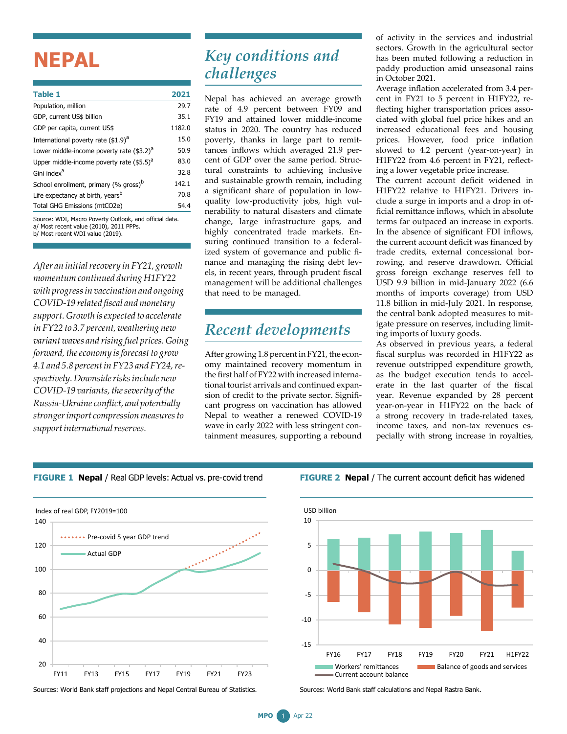# NEPAL

| Table 1 | 2021 |
|---|---|
| Population, million | 29.7 |
| GDP, current US$ billion | 35.1 |
| GDP per capita, current US$ | 1182.0 |
| International poverty rate ($1.9)[a] | 15.0 |
| Lower middle-income poverty rate ($3.2)[a] | 50.9 |
| Upper middle-income poverty rate ($5.5)[a] | 83.0 |
| Gini index[a] | 32.8 |
| School enrollment, primary (% gross)[b] | 142.1 |
| Life expectancy at birth, years[b] | 70.8 |
| Total GHG Emissions (mtCO2e) | 54.4 |

Source: WDI, Macro Poverty Outlook, and official data.
a/ Most recent value (2010), 2011 PPPs.
b/ Most recent WDI value (2019).

*After an initial recovery in FY21, growth momentum continued during H1FY22 with progress in vaccination and ongoing COVID-19 related fiscal and monetary support. Growth is expected to accelerate in FY22 to 3.7 percent, weathering new variant waves and rising fuel prices. Going forward, the economy is forecast to grow 4.1 and 5.8 percent in FY23 and FY24, respectively. Downside risks include new COVID-19 variants, the severity of the Russia-Ukraine conflict, and potentially stronger import compression measures to support international reserves.*

## Key conditions and challenges

Nepal has achieved an average growth rate of 4.9 percent between FY09 and FY19 and attained lower middle-income status in 2020. The country has reduced poverty, thanks in large part to remittances inflows which averaged 21.9 percent of GDP over the same period. Structural constraints to achieving inclusive and sustainable growth remain, including a significant share of population in low-quality low-productivity jobs, high vulnerability to natural disasters and climate change, large infrastructure gaps, and highly concentrated trade markets. Ensuring continued transition to a federalized system of governance and public finance and managing the rising debt levels, in recent years, through prudent fiscal management will be additional challenges that need to be managed.

## Recent developments

After growing 1.8 percent in FY21, the economy maintained recovery momentum in the first half of FY22 with increased international tourist arrivals and continued expansion of credit to the private sector. Significant progress on vaccination has allowed Nepal to weather a renewed COVID-19 wave in early 2022 with less stringent containment measures, supporting a rebound of activity in the services and industrial sectors. Growth in the agricultural sector has been muted following a reduction in paddy production amid unseasonal rains in October 2021.

Average inflation accelerated from 3.4 percent in FY21 to 5 percent in H1FY22, reflecting higher transportation prices associated with global fuel price hikes and an increased educational fees and housing prices. However, food price inflation slowed to 4.2 percent (year-on-year) in H1FY22 from 4.6 percent in FY21, reflecting a lower vegetable price increase.

The current account deficit widened in H1FY22 relative to H1FY21. Drivers include a surge in imports and a drop in official remittance inflows, which in absolute terms far outpaced an increase in exports. In the absence of significant FDI inflows, the current account deficit was financed by trade credits, external concessional borrowing, and reserve drawdown. Official gross foreign exchange reserves fell to USD 9.9 billion in mid-January 2022 (6.6 months of imports coverage) from USD 11.8 billion in mid-July 2021. In response, the central bank adopted measures to mitigate pressure on reserves, including limiting imports of luxury goods.

As observed in previous years, a federal fiscal surplus was recorded in H1FY22 as revenue outstripped expenditure growth, as the budget execution tends to accelerate in the last quarter of the fiscal year. Revenue expanded by 28 percent year-on-year in H1FY22 on the back of a strong recovery in trade-related taxes, income taxes, and non-tax revenues especially with strong increase in royalties,

**FIGURE 1 Nepal** / Real GDP levels: Actual vs. pre-covid trend

Sources: World Bank staff projections and Nepal Central Bureau of Statistics.

**FIGURE 2 Nepal** / The current account deficit has widened

Sources: World Bank staff calculations and Nepal Rastra Bank.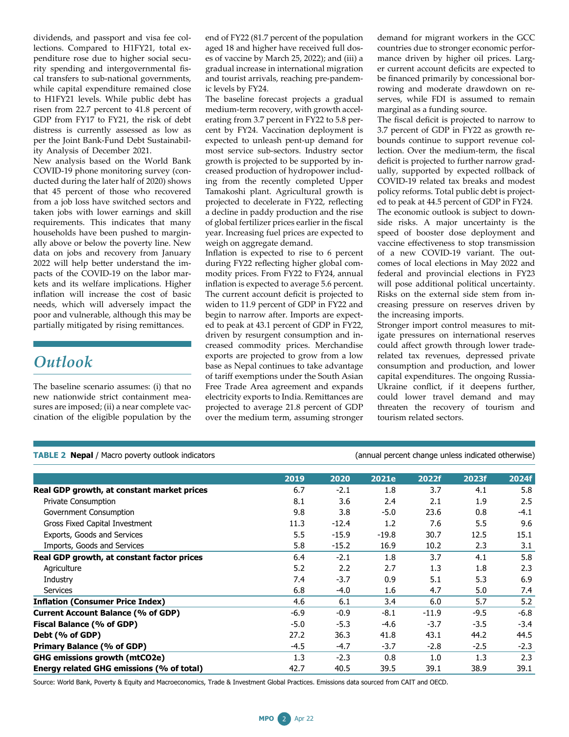dividends, and passport and visa fee collections. Compared to H1FY21, total expenditure rose due to higher social security spending and intergovernmental fiscal transfers to sub-national governments, while capital expenditure remained close to H1FY21 levels. While public debt has risen from 22.7 percent to 41.8 percent of GDP from FY17 to FY21, the risk of debt distress is currently assessed as low as per the Joint Bank-Fund Debt Sustainability Analysis of December 2021.

New analysis based on the World Bank COVID-19 phone monitoring survey (conducted during the later half of 2020) shows that 45 percent of those who recovered from a job loss have switched sectors and taken jobs with lower earnings and skill requirements. This indicates that many households have been pushed to marginally above or below the poverty line. New data on jobs and recovery from January 2022 will help better understand the impacts of the COVID-19 on the labor markets and its welfare implications. Higher inflation will increase the cost of basic needs, which will adversely impact the poor and vulnerable, although this may be partially mitigated by rising remittances.

## *Outlook*

The baseline scenario assumes: (i) that no new nationwide strict containment measures are imposed; (ii) a near complete vaccination of the eligible population by the end of FY22 (81.7 percent of the population aged 18 and higher have received full doses of vaccine by March 25, 2022); and (iii) a gradual increase in international migration and tourist arrivals, reaching pre-pandemic levels by FY24.

The baseline forecast projects a gradual medium-term recovery, with growth accelerating from 3.7 percent in FY22 to 5.8 percent by FY24. Vaccination deployment is expected to unleash pent-up demand for most service sub-sectors. Industry sector growth is projected to be supported by increased production of hydropower including from the recently completed Upper Tamakoshi plant. Agricultural growth is projected to decelerate in FY22, reflecting a decline in paddy production and the rise of global fertilizer prices earlier in the fiscal year. Increasing fuel prices are expected to weigh on aggregate demand.

Inflation is expected to rise to 6 percent during FY22 reflecting higher global commodity prices. From FY22 to FY24, annual inflation is expected to average 5.6 percent. The current account deficit is projected to widen to 11.9 percent of GDP in FY22 and begin to narrow after. Imports are expected to peak at 43.1 percent of GDP in FY22, driven by resurgent consumption and increased commodity prices. Merchandise exports are projected to grow from a low base as Nepal continues to take advantage of tariff exemptions under the South Asian Free Trade Area agreement and expands electricity exports to India. Remittances are projected to average 21.8 percent of GDP over the medium term, assuming stronger demand for migrant workers in the GCC countries due to stronger economic performance driven by higher oil prices. Larger current account deficits are expected to be financed primarily by concessional borrowing and moderate drawdown on reserves, while FDI is assumed to remain marginal as a funding source.

The fiscal deficit is projected to narrow to 3.7 percent of GDP in FY22 as growth rebounds continue to support revenue collection. Over the medium-term, the fiscal deficit is projected to further narrow gradually, supported by expected rollback of COVID-19 related tax breaks and modest policy reforms. Total public debt is projected to peak at 44.5 percent of GDP in FY24.

The economic outlook is subject to downside risks. A major uncertainty is the speed of booster dose deployment and vaccine effectiveness to stop transmission of a new COVID-19 variant. The outcomes of local elections in May 2022 and federal and provincial elections in FY23 will pose additional political uncertainty. Risks on the external side stem from increasing pressure on reserves driven by the increasing imports.

Stronger import control measures to mitigate pressures on international reserves could affect growth through lower trade-related tax revenues, depressed private consumption and production, and lower capital expenditures. The ongoing Russia-Ukraine conflict, if it deepens further, could lower travel demand and may threaten the recovery of tourism and tourism related sectors.

**TABLE 2 Nepal** / Macro poverty outlook indicators (annual percent change unless indicated otherwise)

| | 2019 | 2020 | 2021e | 2022f | 2023f | 2024f |
|---|---|---|---|---|---|---|
| **Real GDP growth, at constant market prices** | 6.7 | -2.1 | 1.8 | 3.7 | 4.1 | 5.8 |
| Private Consumption | 8.1 | 3.6 | 2.4 | 2.1 | 1.9 | 2.5 |
| Government Consumption | 9.8 | 3.8 | -5.0 | 23.6 | 0.8 | -4.1 |
| Gross Fixed Capital Investment | 11.3 | -12.4 | 1.2 | 7.6 | 5.5 | 9.6 |
| Exports, Goods and Services | 5.5 | -15.9 | -19.8 | 30.7 | 12.5 | 15.1 |
| Imports, Goods and Services | 5.8 | -15.2 | 16.9 | 10.2 | 2.3 | 3.1 |
| **Real GDP growth, at constant factor prices** | 6.4 | -2.1 | 1.8 | 3.7 | 4.1 | 5.8 |
| Agriculture | 5.2 | 2.2 | 2.7 | 1.3 | 1.8 | 2.3 |
| Industry | 7.4 | -3.7 | 0.9 | 5.1 | 5.3 | 6.9 |
| Services | 6.8 | -4.0 | 1.6 | 4.7 | 5.0 | 7.4 |
| **Inflation (Consumer Price Index)** | 4.6 | 6.1 | 3.4 | 6.0 | 5.7 | 5.2 |
| **Current Account Balance (% of GDP)** | -6.9 | -0.9 | -8.1 | -11.9 | -9.5 | -6.8 |
| **Fiscal Balance (% of GDP)** | -5.0 | -5.3 | -4.6 | -3.7 | -3.5 | -3.4 |
| **Debt (% of GDP)** | 27.2 | 36.3 | 41.8 | 43.1 | 44.2 | 44.5 |
| **Primary Balance (% of GDP)** | -4.5 | -4.7 | -3.7 | -2.8 | -2.5 | -2.3 |
| **GHG emissions growth (mtCO2e)** | 1.3 | -2.3 | 0.8 | 1.0 | 1.3 | 2.3 |
| **Energy related GHG emissions (% of total)** | 42.7 | 40.5 | 39.5 | 39.1 | 38.9 | 39.1 |

Source: World Bank, Poverty & Equity and Macroeconomics, Trade & Investment Global Practices. Emissions data sourced from CAIT and OECD.